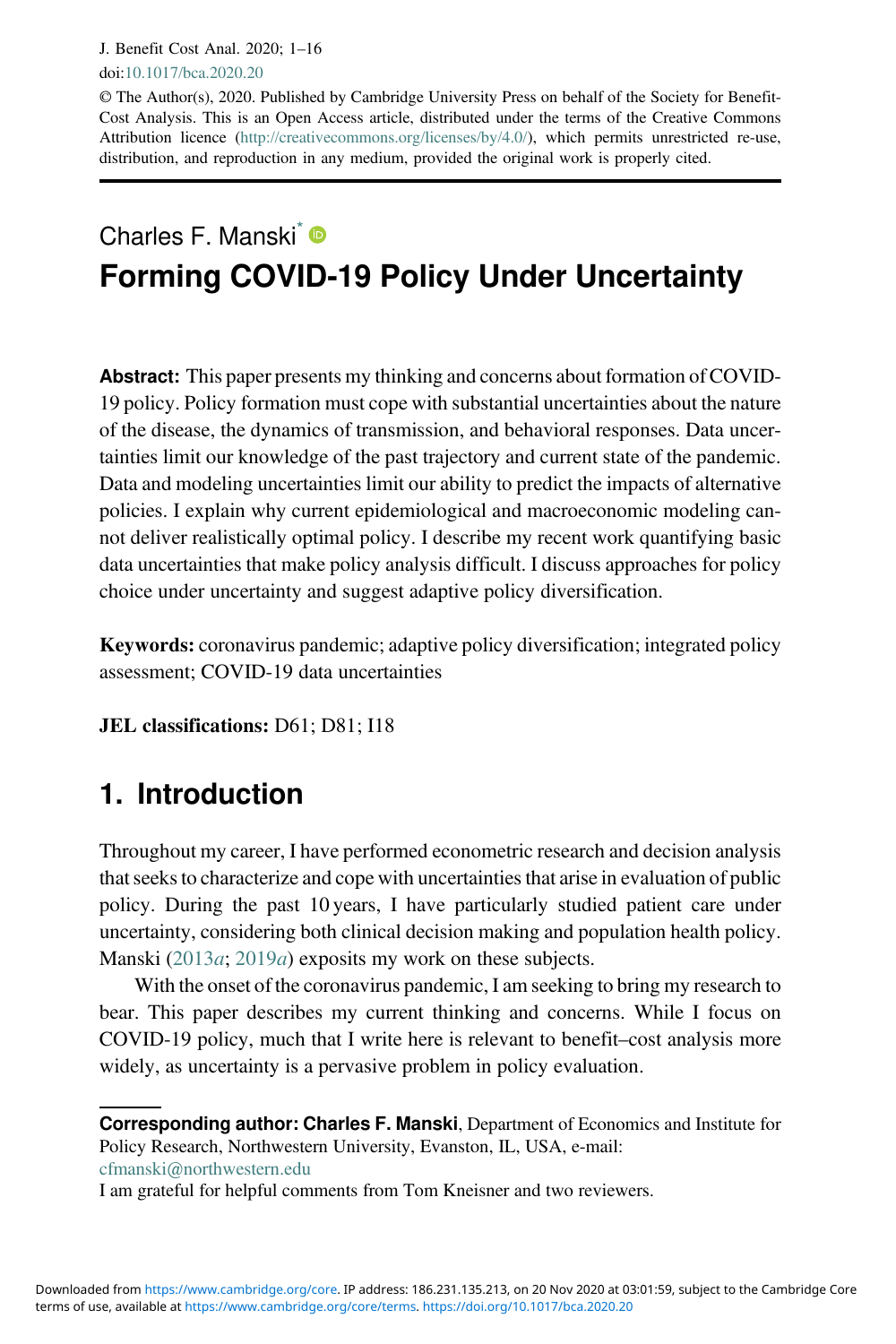J. Benefit Cost Anal. 2020; 1–16
doi:10.1017/bca.2020.20

© The Author(s), 2020. Published by Cambridge University Press on behalf of the Society for Benefit-Cost Analysis. This is an Open Access article, distributed under the terms of the Creative Commons Attribution licence (http://creativecommons.org/licenses/by/4.0/), which permits unrestricted re-use, distribution, and reproduction in any medium, provided the original work is properly cited.

Charles F. Manski*

# Forming COVID-19 Policy Under Uncertainty

**Abstract:** This paper presents my thinking and concerns about formation of COVID-19 policy. Policy formation must cope with substantial uncertainties about the nature of the disease, the dynamics of transmission, and behavioral responses. Data uncertainties limit our knowledge of the past trajectory and current state of the pandemic. Data and modeling uncertainties limit our ability to predict the impacts of alternative policies. I explain why current epidemiological and macroeconomic modeling cannot deliver realistically optimal policy. I describe my recent work quantifying basic data uncertainties that make policy analysis difficult. I discuss approaches for policy choice under uncertainty and suggest adaptive policy diversification.

**Keywords:** coronavirus pandemic; adaptive policy diversification; integrated policy assessment; COVID-19 data uncertainties

**JEL classifications:** D61; D81; I18

## 1. Introduction

Throughout my career, I have performed econometric research and decision analysis that seeks to characterize and cope with uncertainties that arise in evaluation of public policy. During the past 10 years, I have particularly studied patient care under uncertainty, considering both clinical decision making and population health policy. Manski (2013*a*; 2019*a*) exposits my work on these subjects.

With the onset of the coronavirus pandemic, I am seeking to bring my research to bear. This paper describes my current thinking and concerns. While I focus on COVID-19 policy, much that I write here is relevant to benefit–cost analysis more widely, as uncertainty is a pervasive problem in policy evaluation.

**Corresponding author: Charles F. Manski**, Department of Economics and Institute for Policy Research, Northwestern University, Evanston, IL, USA, e-mail: cfmanski@northwestern.edu

I am grateful for helpful comments from Tom Kneisner and two reviewers.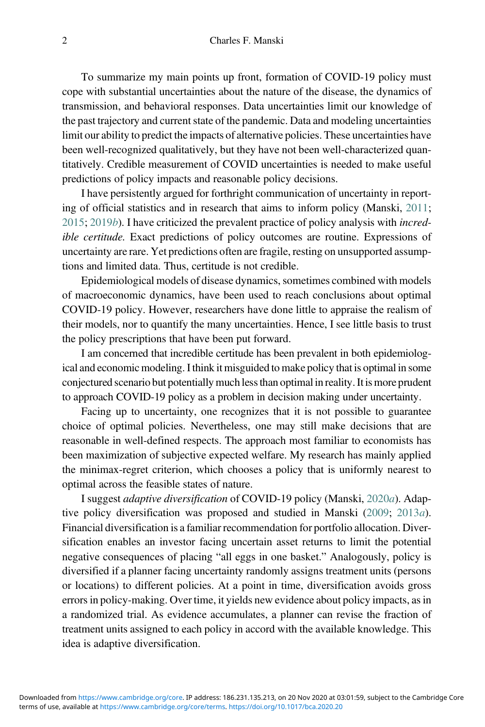To summarize my main points up front, formation of COVID-19 policy must cope with substantial uncertainties about the nature of the disease, the dynamics of transmission, and behavioral responses. Data uncertainties limit our knowledge of the past trajectory and current state of the pandemic. Data and modeling uncertainties limit our ability to predict the impacts of alternative policies. These uncertainties have been well-recognized qualitatively, but they have not been well-characterized quantitatively. Credible measurement of COVID uncertainties is needed to make useful predictions of policy impacts and reasonable policy decisions.

I have persistently argued for forthright communication of uncertainty in reporting of official statistics and in research that aims to inform policy (Manski, 2011; 2015; 2019*b*). I have criticized the prevalent practice of policy analysis with *incredible certitude.* Exact predictions of policy outcomes are routine. Expressions of uncertainty are rare. Yet predictions often are fragile, resting on unsupported assumptions and limited data. Thus, certitude is not credible.

Epidemiological models of disease dynamics, sometimes combined with models of macroeconomic dynamics, have been used to reach conclusions about optimal COVID-19 policy. However, researchers have done little to appraise the realism of their models, nor to quantify the many uncertainties. Hence, I see little basis to trust the policy prescriptions that have been put forward.

I am concerned that incredible certitude has been prevalent in both epidemiological and economic modeling. I think it misguided to make policy that is optimal in some conjectured scenario but potentially much less than optimal in reality. It is more prudent to approach COVID-19 policy as a problem in decision making under uncertainty.

Facing up to uncertainty, one recognizes that it is not possible to guarantee choice of optimal policies. Nevertheless, one may still make decisions that are reasonable in well-defined respects. The approach most familiar to economists has been maximization of subjective expected welfare. My research has mainly applied the minimax-regret criterion, which chooses a policy that is uniformly nearest to optimal across the feasible states of nature.

I suggest *adaptive diversification* of COVID-19 policy (Manski, 2020*a*). Adaptive policy diversification was proposed and studied in Manski (2009; 2013*a*). Financial diversification is a familiar recommendation for portfolio allocation. Diversification enables an investor facing uncertain asset returns to limit the potential negative consequences of placing "all eggs in one basket." Analogously, policy is diversified if a planner facing uncertainty randomly assigns treatment units (persons or locations) to different policies. At a point in time, diversification avoids gross errors in policy-making. Over time, it yields new evidence about policy impacts, as in a randomized trial. As evidence accumulates, a planner can revise the fraction of treatment units assigned to each policy in accord with the available knowledge. This idea is adaptive diversification.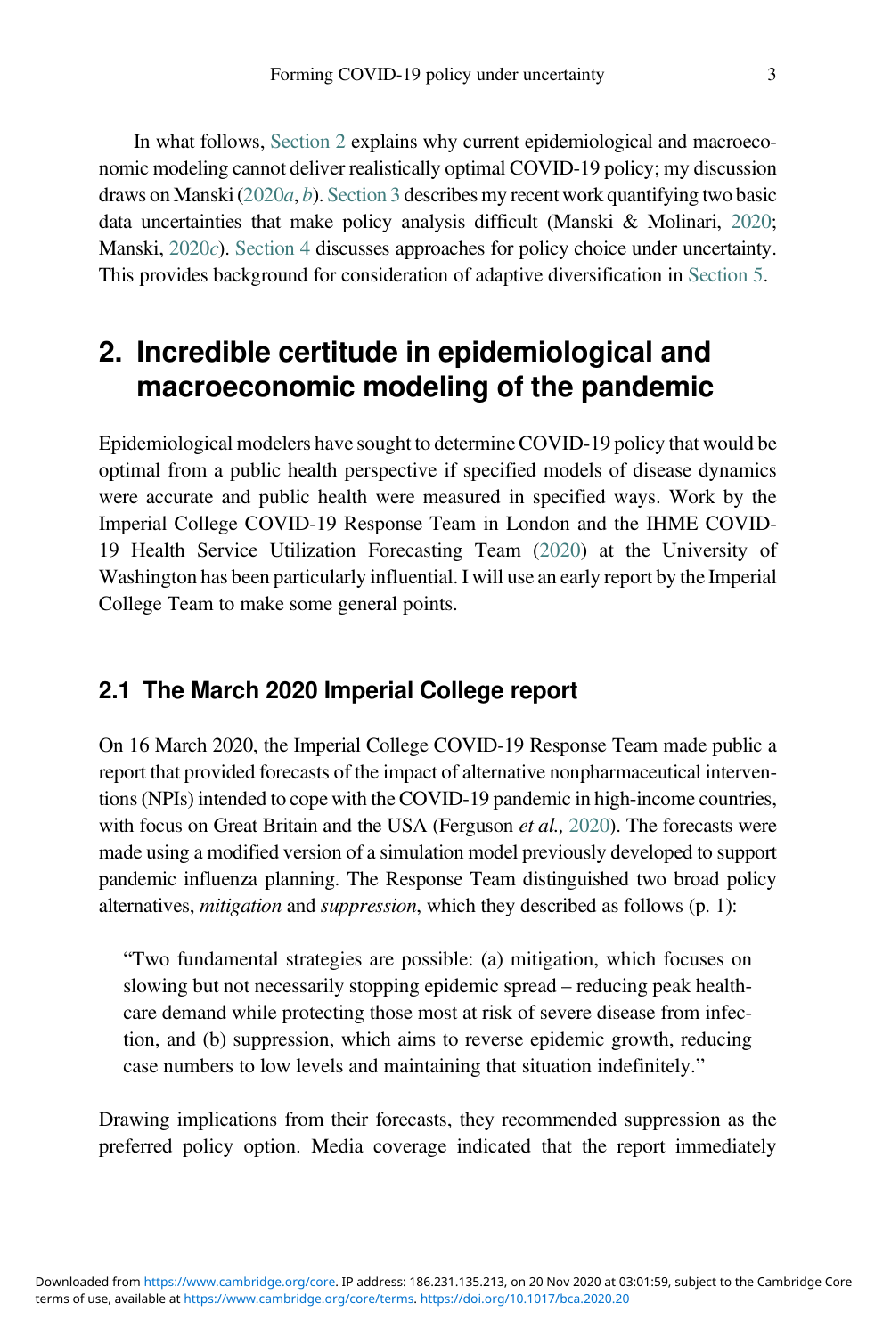In what follows, Section 2 explains why current epidemiological and macroeconomic modeling cannot deliver realistically optimal COVID-19 policy; my discussion draws on Manski (2020*a*, *b*). Section 3 describes my recent work quantifying two basic data uncertainties that make policy analysis difficult (Manski & Molinari, 2020; Manski, 2020*c*). Section 4 discusses approaches for policy choice under uncertainty. This provides background for consideration of adaptive diversification in Section 5.

## 2. Incredible certitude in epidemiological and macroeconomic modeling of the pandemic

Epidemiological modelers have sought to determine COVID-19 policy that would be optimal from a public health perspective if specified models of disease dynamics were accurate and public health were measured in specified ways. Work by the Imperial College COVID-19 Response Team in London and the IHME COVID-19 Health Service Utilization Forecasting Team (2020) at the University of Washington has been particularly influential. I will use an early report by the Imperial College Team to make some general points.

### 2.1 The March 2020 Imperial College report

On 16 March 2020, the Imperial College COVID-19 Response Team made public a report that provided forecasts of the impact of alternative nonpharmaceutical interventions (NPIs) intended to cope with the COVID-19 pandemic in high-income countries, with focus on Great Britain and the USA (Ferguson *et al.,* 2020). The forecasts were made using a modified version of a simulation model previously developed to support pandemic influenza planning. The Response Team distinguished two broad policy alternatives, *mitigation* and *suppression*, which they described as follows (p. 1):

> "Two fundamental strategies are possible: (a) mitigation, which focuses on slowing but not necessarily stopping epidemic spread – reducing peak healthcare demand while protecting those most at risk of severe disease from infection, and (b) suppression, which aims to reverse epidemic growth, reducing case numbers to low levels and maintaining that situation indefinitely."

Drawing implications from their forecasts, they recommended suppression as the preferred policy option. Media coverage indicated that the report immediately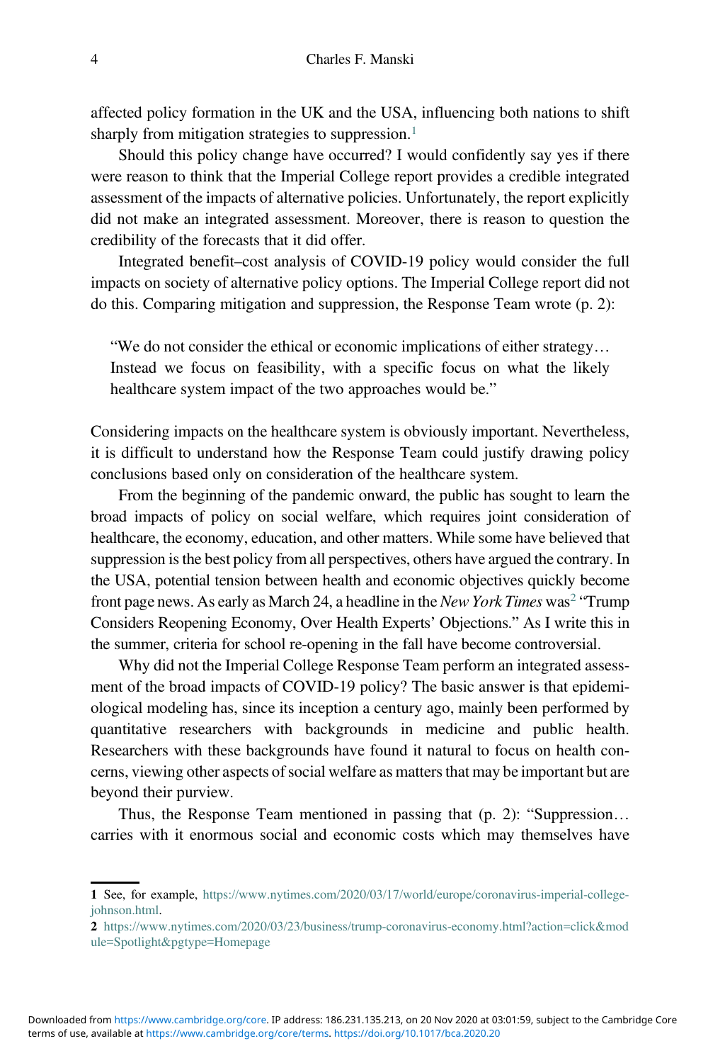affected policy formation in the UK and the USA, influencing both nations to shift sharply from mitigation strategies to suppression.[1]

Should this policy change have occurred? I would confidently say yes if there were reason to think that the Imperial College report provides a credible integrated assessment of the impacts of alternative policies. Unfortunately, the report explicitly did not make an integrated assessment. Moreover, there is reason to question the credibility of the forecasts that it did offer.

Integrated benefit–cost analysis of COVID-19 policy would consider the full impacts on society of alternative policy options. The Imperial College report did not do this. Comparing mitigation and suppression, the Response Team wrote (p. 2):

> "We do not consider the ethical or economic implications of either strategy… Instead we focus on feasibility, with a specific focus on what the likely healthcare system impact of the two approaches would be."

Considering impacts on the healthcare system is obviously important. Nevertheless, it is difficult to understand how the Response Team could justify drawing policy conclusions based only on consideration of the healthcare system.

From the beginning of the pandemic onward, the public has sought to learn the broad impacts of policy on social welfare, which requires joint consideration of healthcare, the economy, education, and other matters. While some have believed that suppression is the best policy from all perspectives, others have argued the contrary. In the USA, potential tension between health and economic objectives quickly become front page news. As early as March 24, a headline in the *New York Times* was[2] "Trump Considers Reopening Economy, Over Health Experts' Objections." As I write this in the summer, criteria for school re-opening in the fall have become controversial.

Why did not the Imperial College Response Team perform an integrated assessment of the broad impacts of COVID-19 policy? The basic answer is that epidemiological modeling has, since its inception a century ago, mainly been performed by quantitative researchers with backgrounds in medicine and public health. Researchers with these backgrounds have found it natural to focus on health concerns, viewing other aspects of social welfare as matters that may be important but are beyond their purview.

Thus, the Response Team mentioned in passing that (p. 2): "Suppression… carries with it enormous social and economic costs which may themselves have

---

**1** See, for example, https://www.nytimes.com/2020/03/17/world/europe/coronavirus-imperial-college-johnson.html.

**2** https://www.nytimes.com/2020/03/23/business/trump-coronavirus-economy.html?action=click&module=Spotlight&pgtype=Homepage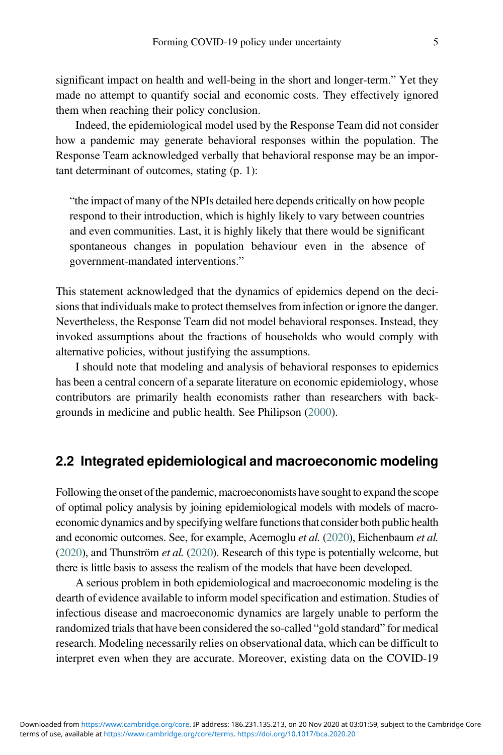significant impact on health and well-being in the short and longer-term." Yet they made no attempt to quantify social and economic costs. They effectively ignored them when reaching their policy conclusion.

Indeed, the epidemiological model used by the Response Team did not consider how a pandemic may generate behavioral responses within the population. The Response Team acknowledged verbally that behavioral response may be an important determinant of outcomes, stating (p. 1):

> "the impact of many of the NPIs detailed here depends critically on how people respond to their introduction, which is highly likely to vary between countries and even communities. Last, it is highly likely that there would be significant spontaneous changes in population behaviour even in the absence of government-mandated interventions."

This statement acknowledged that the dynamics of epidemics depend on the decisions that individuals make to protect themselves from infection or ignore the danger. Nevertheless, the Response Team did not model behavioral responses. Instead, they invoked assumptions about the fractions of households who would comply with alternative policies, without justifying the assumptions.

I should note that modeling and analysis of behavioral responses to epidemics has been a central concern of a separate literature on economic epidemiology, whose contributors are primarily health economists rather than researchers with backgrounds in medicine and public health. See Philipson (2000).

## 2.2 Integrated epidemiological and macroeconomic modeling

Following the onset of the pandemic, macroeconomists have sought to expand the scope of optimal policy analysis by joining epidemiological models with models of macroeconomic dynamics and by specifying welfare functions that consider both public health and economic outcomes. See, for example, Acemoglu *et al.* (2020), Eichenbaum *et al.* (2020), and Thunström *et al.* (2020). Research of this type is potentially welcome, but there is little basis to assess the realism of the models that have been developed.

A serious problem in both epidemiological and macroeconomic modeling is the dearth of evidence available to inform model specification and estimation. Studies of infectious disease and macroeconomic dynamics are largely unable to perform the randomized trials that have been considered the so-called "gold standard" for medical research. Modeling necessarily relies on observational data, which can be difficult to interpret even when they are accurate. Moreover, existing data on the COVID-19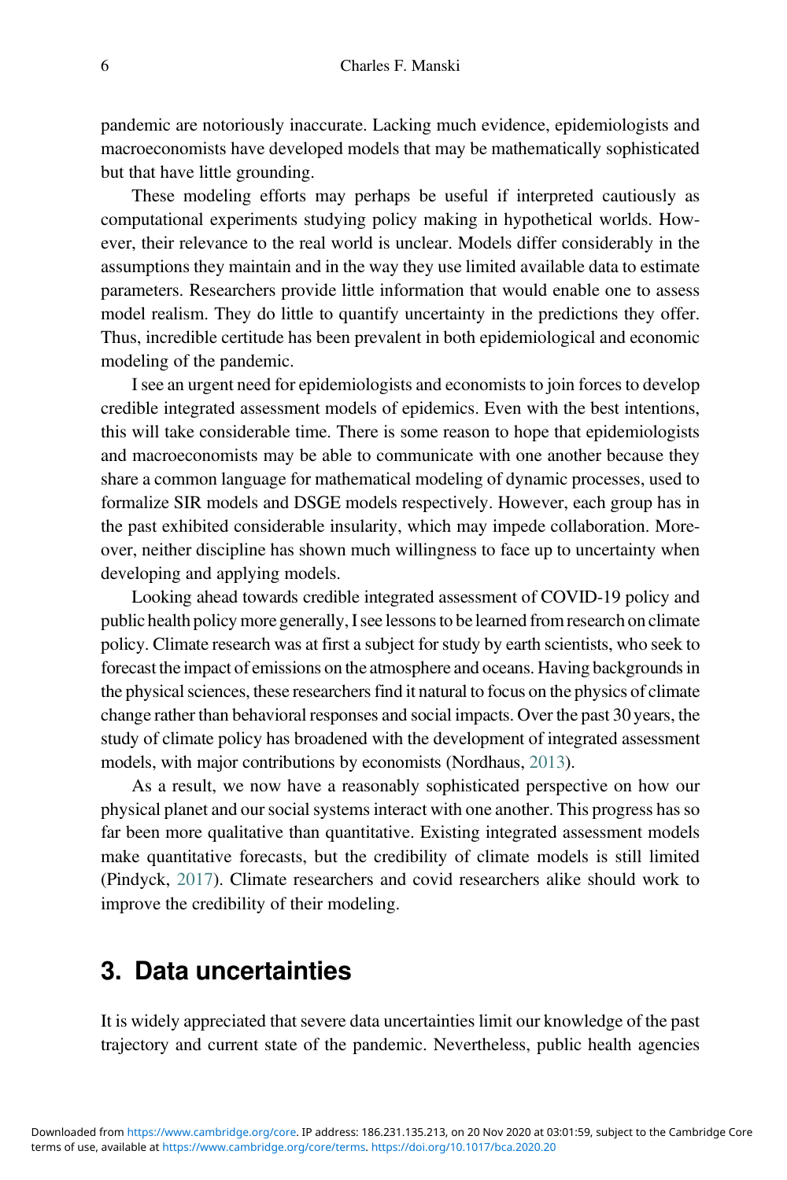pandemic are notoriously inaccurate. Lacking much evidence, epidemiologists and macroeconomists have developed models that may be mathematically sophisticated but that have little grounding.

These modeling efforts may perhaps be useful if interpreted cautiously as computational experiments studying policy making in hypothetical worlds. However, their relevance to the real world is unclear. Models differ considerably in the assumptions they maintain and in the way they use limited available data to estimate parameters. Researchers provide little information that would enable one to assess model realism. They do little to quantify uncertainty in the predictions they offer. Thus, incredible certitude has been prevalent in both epidemiological and economic modeling of the pandemic.

I see an urgent need for epidemiologists and economists to join forces to develop credible integrated assessment models of epidemics. Even with the best intentions, this will take considerable time. There is some reason to hope that epidemiologists and macroeconomists may be able to communicate with one another because they share a common language for mathematical modeling of dynamic processes, used to formalize SIR models and DSGE models respectively. However, each group has in the past exhibited considerable insularity, which may impede collaboration. Moreover, neither discipline has shown much willingness to face up to uncertainty when developing and applying models.

Looking ahead towards credible integrated assessment of COVID-19 policy and public health policy more generally, I see lessons to be learned from research on climate policy. Climate research was at first a subject for study by earth scientists, who seek to forecast the impact of emissions on the atmosphere and oceans. Having backgrounds in the physical sciences, these researchers find it natural to focus on the physics of climate change rather than behavioral responses and social impacts. Over the past 30 years, the study of climate policy has broadened with the development of integrated assessment models, with major contributions by economists (Nordhaus, 2013).

As a result, we now have a reasonably sophisticated perspective on how our physical planet and our social systems interact with one another. This progress has so far been more qualitative than quantitative. Existing integrated assessment models make quantitative forecasts, but the credibility of climate models is still limited (Pindyck, 2017). Climate researchers and covid researchers alike should work to improve the credibility of their modeling.

## 3. Data uncertainties

It is widely appreciated that severe data uncertainties limit our knowledge of the past trajectory and current state of the pandemic. Nevertheless, public health agencies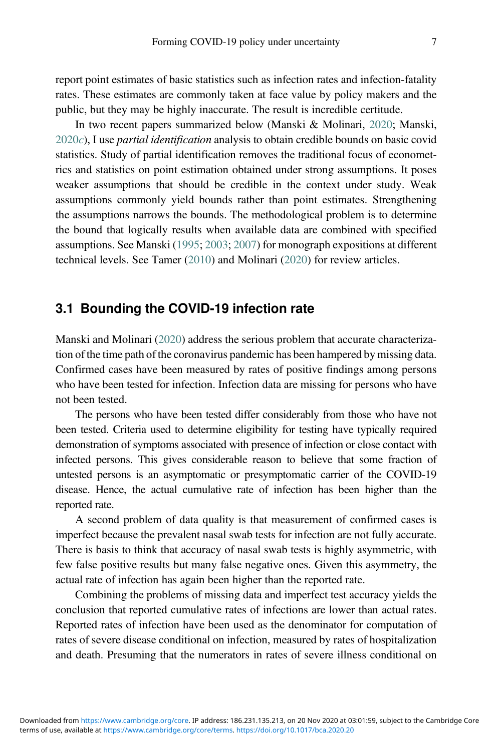report point estimates of basic statistics such as infection rates and infection-fatality rates. These estimates are commonly taken at face value by policy makers and the public, but they may be highly inaccurate. The result is incredible certitude.

In two recent papers summarized below (Manski & Molinari, 2020; Manski, 2020*c*), I use *partial identification* analysis to obtain credible bounds on basic covid statistics. Study of partial identification removes the traditional focus of econometrics and statistics on point estimation obtained under strong assumptions. It poses weaker assumptions that should be credible in the context under study. Weak assumptions commonly yield bounds rather than point estimates. Strengthening the assumptions narrows the bounds. The methodological problem is to determine the bound that logically results when available data are combined with specified assumptions. See Manski (1995; 2003; 2007) for monograph expositions at different technical levels. See Tamer (2010) and Molinari (2020) for review articles.

## 3.1 Bounding the COVID-19 infection rate

Manski and Molinari (2020) address the serious problem that accurate characterization of the time path of the coronavirus pandemic has been hampered by missing data. Confirmed cases have been measured by rates of positive findings among persons who have been tested for infection. Infection data are missing for persons who have not been tested.

The persons who have been tested differ considerably from those who have not been tested. Criteria used to determine eligibility for testing have typically required demonstration of symptoms associated with presence of infection or close contact with infected persons. This gives considerable reason to believe that some fraction of untested persons is an asymptomatic or presymptomatic carrier of the COVID-19 disease. Hence, the actual cumulative rate of infection has been higher than the reported rate.

A second problem of data quality is that measurement of confirmed cases is imperfect because the prevalent nasal swab tests for infection are not fully accurate. There is basis to think that accuracy of nasal swab tests is highly asymmetric, with few false positive results but many false negative ones. Given this asymmetry, the actual rate of infection has again been higher than the reported rate.

Combining the problems of missing data and imperfect test accuracy yields the conclusion that reported cumulative rates of infections are lower than actual rates. Reported rates of infection have been used as the denominator for computation of rates of severe disease conditional on infection, measured by rates of hospitalization and death. Presuming that the numerators in rates of severe illness conditional on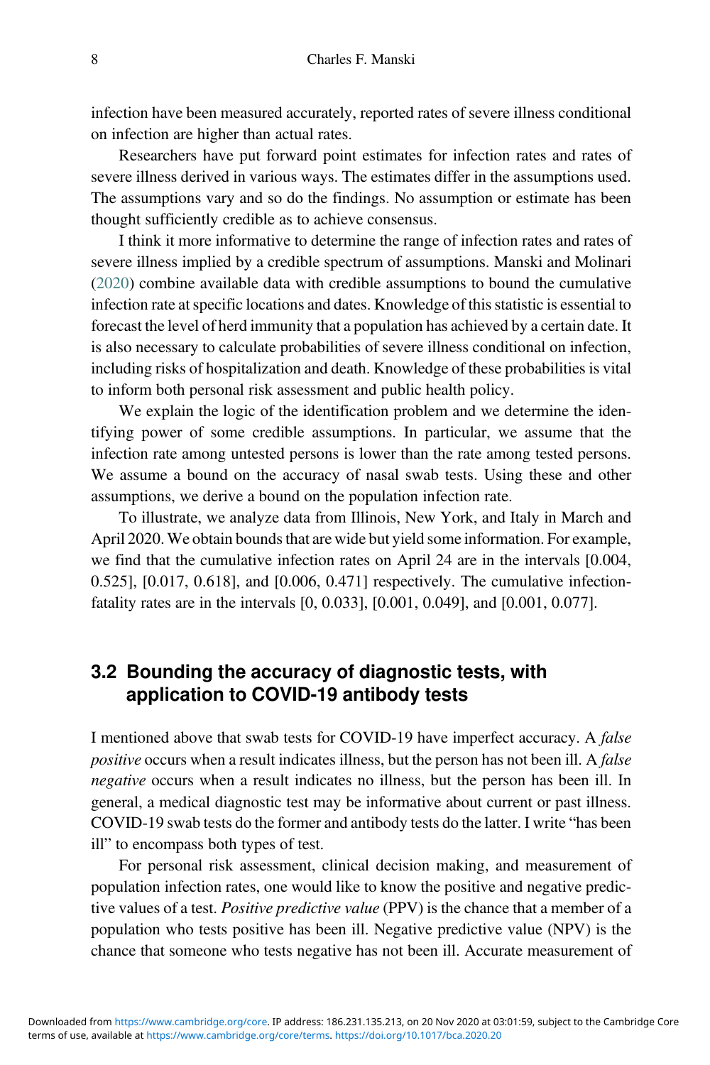infection have been measured accurately, reported rates of severe illness conditional on infection are higher than actual rates.

Researchers have put forward point estimates for infection rates and rates of severe illness derived in various ways. The estimates differ in the assumptions used. The assumptions vary and so do the findings. No assumption or estimate has been thought sufficiently credible as to achieve consensus.

I think it more informative to determine the range of infection rates and rates of severe illness implied by a credible spectrum of assumptions. Manski and Molinari (2020) combine available data with credible assumptions to bound the cumulative infection rate at specific locations and dates. Knowledge of this statistic is essential to forecast the level of herd immunity that a population has achieved by a certain date. It is also necessary to calculate probabilities of severe illness conditional on infection, including risks of hospitalization and death. Knowledge of these probabilities is vital to inform both personal risk assessment and public health policy.

We explain the logic of the identification problem and we determine the identifying power of some credible assumptions. In particular, we assume that the infection rate among untested persons is lower than the rate among tested persons. We assume a bound on the accuracy of nasal swab tests. Using these and other assumptions, we derive a bound on the population infection rate.

To illustrate, we analyze data from Illinois, New York, and Italy in March and April 2020. We obtain bounds that are wide but yield some information. For example, we find that the cumulative infection rates on April 24 are in the intervals [0.004, 0.525], [0.017, 0.618], and [0.006, 0.471] respectively. The cumulative infection-fatality rates are in the intervals [0, 0.033], [0.001, 0.049], and [0.001, 0.077].

## 3.2 Bounding the accuracy of diagnostic tests, with application to COVID-19 antibody tests

I mentioned above that swab tests for COVID-19 have imperfect accuracy. A *false positive* occurs when a result indicates illness, but the person has not been ill. A *false negative* occurs when a result indicates no illness, but the person has been ill. In general, a medical diagnostic test may be informative about current or past illness. COVID-19 swab tests do the former and antibody tests do the latter. I write "has been ill" to encompass both types of test.

For personal risk assessment, clinical decision making, and measurement of population infection rates, one would like to know the positive and negative predictive values of a test. *Positive predictive value* (PPV) is the chance that a member of a population who tests positive has been ill. Negative predictive value (NPV) is the chance that someone who tests negative has not been ill. Accurate measurement of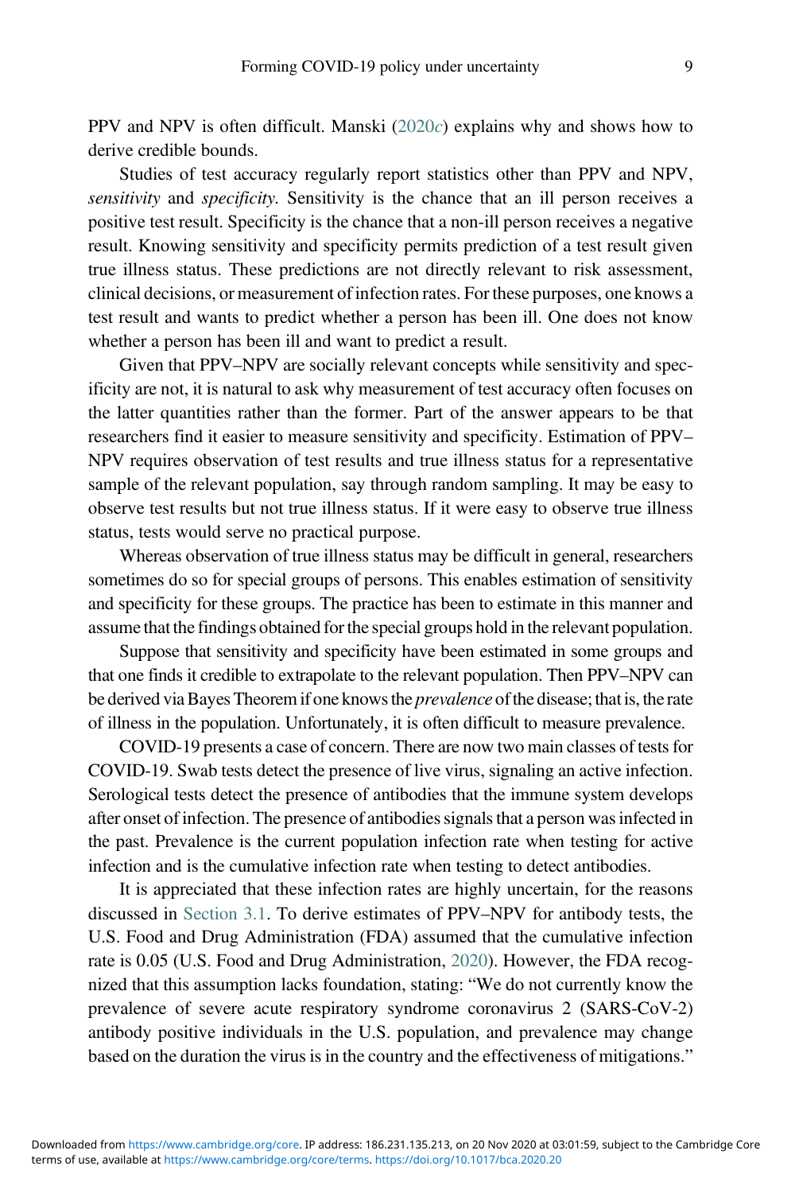PPV and NPV is often difficult. Manski (2020*c*) explains why and shows how to derive credible bounds.

Studies of test accuracy regularly report statistics other than PPV and NPV, *sensitivity* and *specificity*. Sensitivity is the chance that an ill person receives a positive test result. Specificity is the chance that a non-ill person receives a negative result. Knowing sensitivity and specificity permits prediction of a test result given true illness status. These predictions are not directly relevant to risk assessment, clinical decisions, or measurement of infection rates. For these purposes, one knows a test result and wants to predict whether a person has been ill. One does not know whether a person has been ill and want to predict a result.

Given that PPV–NPV are socially relevant concepts while sensitivity and specificity are not, it is natural to ask why measurement of test accuracy often focuses on the latter quantities rather than the former. Part of the answer appears to be that researchers find it easier to measure sensitivity and specificity. Estimation of PPV–NPV requires observation of test results and true illness status for a representative sample of the relevant population, say through random sampling. It may be easy to observe test results but not true illness status. If it were easy to observe true illness status, tests would serve no practical purpose.

Whereas observation of true illness status may be difficult in general, researchers sometimes do so for special groups of persons. This enables estimation of sensitivity and specificity for these groups. The practice has been to estimate in this manner and assume that the findings obtained for the special groups hold in the relevant population.

Suppose that sensitivity and specificity have been estimated in some groups and that one finds it credible to extrapolate to the relevant population. Then PPV–NPV can be derived via Bayes Theorem if one knows the *prevalence* of the disease; that is, the rate of illness in the population. Unfortunately, it is often difficult to measure prevalence.

COVID-19 presents a case of concern. There are now two main classes of tests for COVID-19. Swab tests detect the presence of live virus, signaling an active infection. Serological tests detect the presence of antibodies that the immune system develops after onset of infection. The presence of antibodies signals that a person was infected in the past. Prevalence is the current population infection rate when testing for active infection and is the cumulative infection rate when testing to detect antibodies.

It is appreciated that these infection rates are highly uncertain, for the reasons discussed in Section 3.1. To derive estimates of PPV–NPV for antibody tests, the U.S. Food and Drug Administration (FDA) assumed that the cumulative infection rate is 0.05 (U.S. Food and Drug Administration, 2020). However, the FDA recognized that this assumption lacks foundation, stating: "We do not currently know the prevalence of severe acute respiratory syndrome coronavirus 2 (SARS-CoV-2) antibody positive individuals in the U.S. population, and prevalence may change based on the duration the virus is in the country and the effectiveness of mitigations."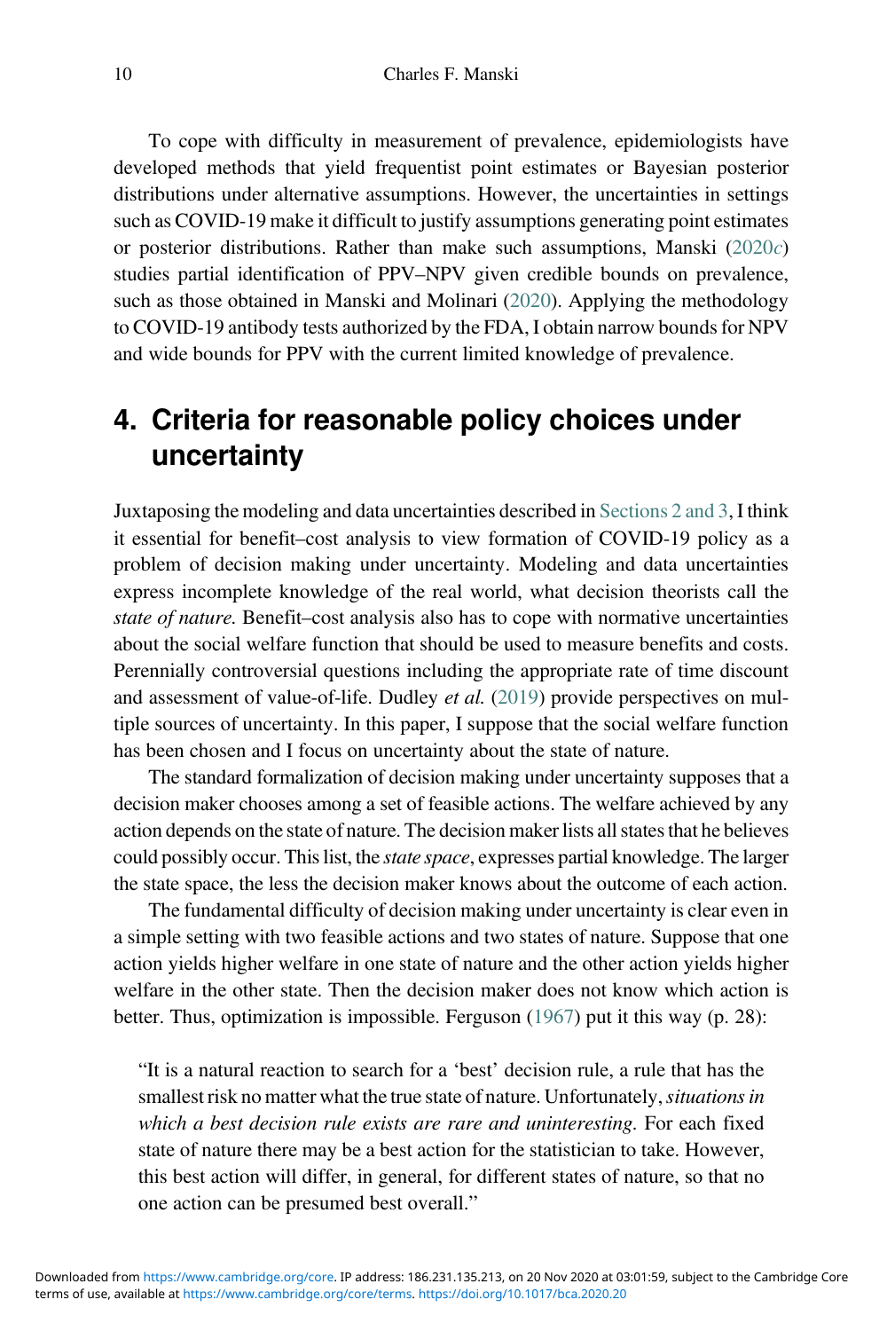To cope with difficulty in measurement of prevalence, epidemiologists have developed methods that yield frequentist point estimates or Bayesian posterior distributions under alternative assumptions. However, the uncertainties in settings such as COVID-19 make it difficult to justify assumptions generating point estimates or posterior distributions. Rather than make such assumptions, Manski (2020*c*) studies partial identification of PPV–NPV given credible bounds on prevalence, such as those obtained in Manski and Molinari (2020). Applying the methodology to COVID-19 antibody tests authorized by the FDA, I obtain narrow bounds for NPV and wide bounds for PPV with the current limited knowledge of prevalence.

## 4. Criteria for reasonable policy choices under uncertainty

Juxtaposing the modeling and data uncertainties described in Sections 2 and 3, I think it essential for benefit–cost analysis to view formation of COVID-19 policy as a problem of decision making under uncertainty. Modeling and data uncertainties express incomplete knowledge of the real world, what decision theorists call the *state of nature*. Benefit–cost analysis also has to cope with normative uncertainties about the social welfare function that should be used to measure benefits and costs. Perennially controversial questions including the appropriate rate of time discount and assessment of value-of-life. Dudley *et al.* (2019) provide perspectives on multiple sources of uncertainty. In this paper, I suppose that the social welfare function has been chosen and I focus on uncertainty about the state of nature.

The standard formalization of decision making under uncertainty supposes that a decision maker chooses among a set of feasible actions. The welfare achieved by any action depends on the state of nature. The decision maker lists all states that he believes could possibly occur. This list, the *state space*, expresses partial knowledge. The larger the state space, the less the decision maker knows about the outcome of each action.

The fundamental difficulty of decision making under uncertainty is clear even in a simple setting with two feasible actions and two states of nature. Suppose that one action yields higher welfare in one state of nature and the other action yields higher welfare in the other state. Then the decision maker does not know which action is better. Thus, optimization is impossible. Ferguson (1967) put it this way (p. 28):

> "It is a natural reaction to search for a 'best' decision rule, a rule that has the smallest risk no matter what the true state of nature. Unfortunately, *situations in which a best decision rule exists are rare and uninteresting*. For each fixed state of nature there may be a best action for the statistician to take. However, this best action will differ, in general, for different states of nature, so that no one action can be presumed best overall."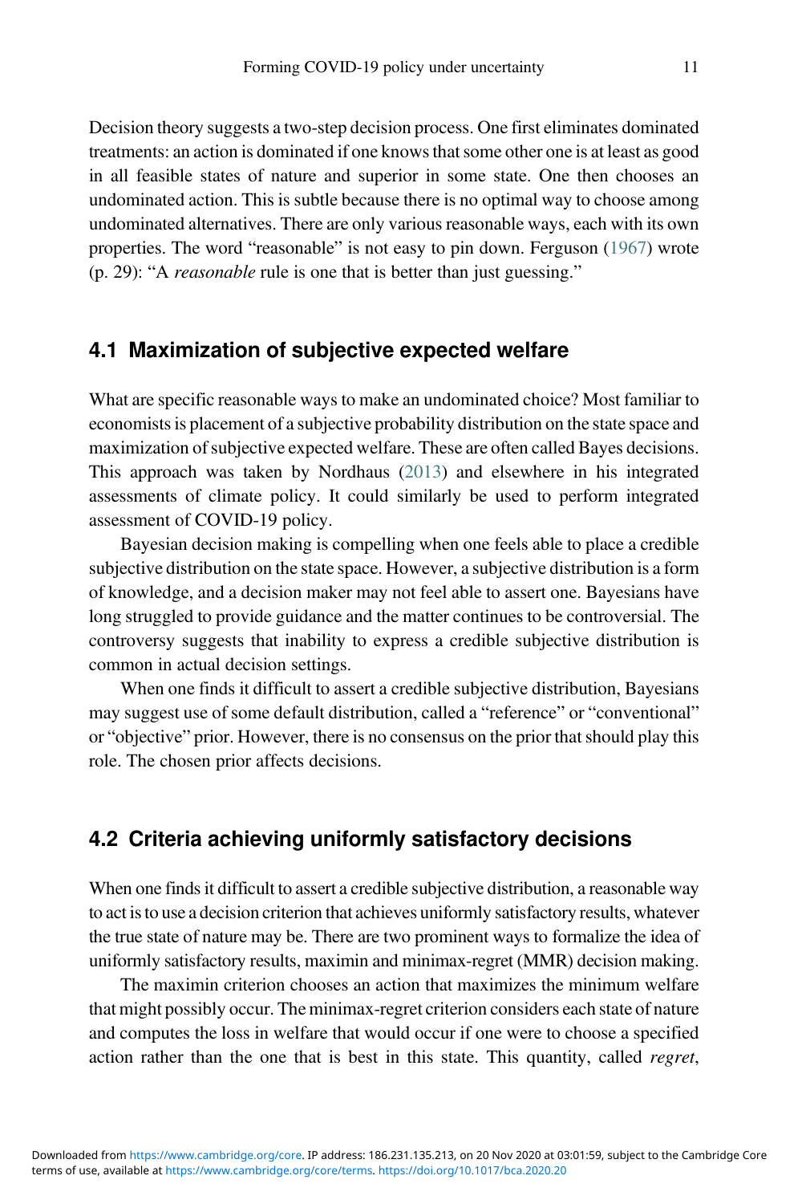Decision theory suggests a two-step decision process. One first eliminates dominated treatments: an action is dominated if one knows that some other one is at least as good in all feasible states of nature and superior in some state. One then chooses an undominated action. This is subtle because there is no optimal way to choose among undominated alternatives. There are only various reasonable ways, each with its own properties. The word "reasonable" is not easy to pin down. Ferguson (1967) wrote (p. 29): "A *reasonable* rule is one that is better than just guessing."

## 4.1 Maximization of subjective expected welfare

What are specific reasonable ways to make an undominated choice? Most familiar to economists is placement of a subjective probability distribution on the state space and maximization of subjective expected welfare. These are often called Bayes decisions. This approach was taken by Nordhaus (2013) and elsewhere in his integrated assessments of climate policy. It could similarly be used to perform integrated assessment of COVID-19 policy.

Bayesian decision making is compelling when one feels able to place a credible subjective distribution on the state space. However, a subjective distribution is a form of knowledge, and a decision maker may not feel able to assert one. Bayesians have long struggled to provide guidance and the matter continues to be controversial. The controversy suggests that inability to express a credible subjective distribution is common in actual decision settings.

When one finds it difficult to assert a credible subjective distribution, Bayesians may suggest use of some default distribution, called a "reference" or "conventional" or "objective" prior. However, there is no consensus on the prior that should play this role. The chosen prior affects decisions.

## 4.2 Criteria achieving uniformly satisfactory decisions

When one finds it difficult to assert a credible subjective distribution, a reasonable way to act is to use a decision criterion that achieves uniformly satisfactory results, whatever the true state of nature may be. There are two prominent ways to formalize the idea of uniformly satisfactory results, maximin and minimax-regret (MMR) decision making.

The maximin criterion chooses an action that maximizes the minimum welfare that might possibly occur. The minimax-regret criterion considers each state of nature and computes the loss in welfare that would occur if one were to choose a specified action rather than the one that is best in this state. This quantity, called *regret*,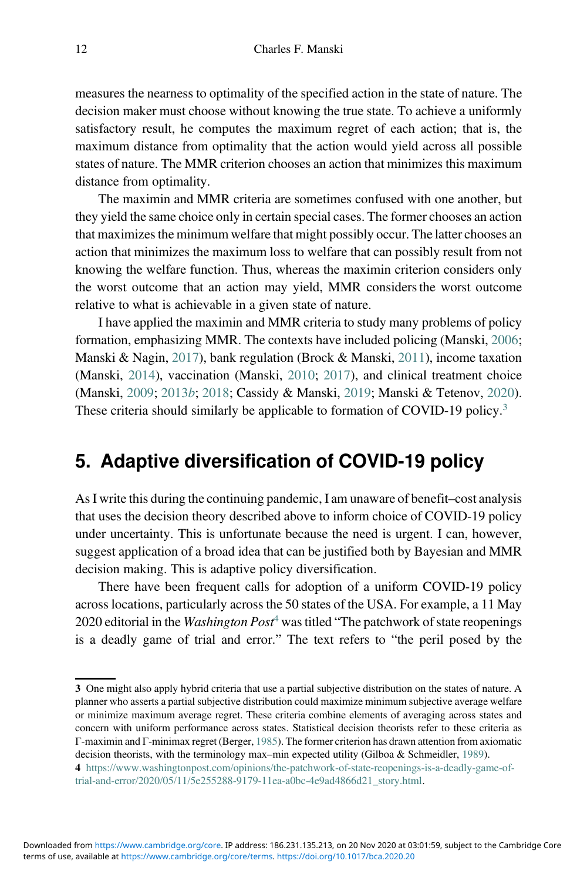measures the nearness to optimality of the specified action in the state of nature. The decision maker must choose without knowing the true state. To achieve a uniformly satisfactory result, he computes the maximum regret of each action; that is, the maximum distance from optimality that the action would yield across all possible states of nature. The MMR criterion chooses an action that minimizes this maximum distance from optimality.

The maximin and MMR criteria are sometimes confused with one another, but they yield the same choice only in certain special cases. The former chooses an action that maximizes the minimum welfare that might possibly occur. The latter chooses an action that minimizes the maximum loss to welfare that can possibly result from not knowing the welfare function. Thus, whereas the maximin criterion considers only the worst outcome that an action may yield, MMR considers the worst outcome relative to what is achievable in a given state of nature.

I have applied the maximin and MMR criteria to study many problems of policy formation, emphasizing MMR. The contexts have included policing (Manski, 2006; Manski & Nagin, 2017), bank regulation (Brock & Manski, 2011), income taxation (Manski, 2014), vaccination (Manski, 2010; 2017), and clinical treatment choice (Manski, 2009; 2013*b*; 2018; Cassidy & Manski, 2019; Manski & Tetenov, 2020). These criteria should similarly be applicable to formation of COVID-19 policy.[3]

## 5. Adaptive diversification of COVID-19 policy

As I write this during the continuing pandemic, I am unaware of benefit–cost analysis that uses the decision theory described above to inform choice of COVID-19 policy under uncertainty. This is unfortunate because the need is urgent. I can, however, suggest application of a broad idea that can be justified both by Bayesian and MMR decision making. This is adaptive policy diversification.

There have been frequent calls for adoption of a uniform COVID-19 policy across locations, particularly across the 50 states of the USA. For example, a 11 May 2020 editorial in the *Washington Post*[4] was titled "The patchwork of state reopenings is a deadly game of trial and error." The text refers to "the peril posed by the

---

**3** One might also apply hybrid criteria that use a partial subjective distribution on the states of nature. A planner who asserts a partial subjective distribution could maximize minimum subjective average welfare or minimize maximum average regret. These criteria combine elements of averaging across states and concern with uniform performance across states. Statistical decision theorists refer to these criteria as Γ-maximin and Γ-minimax regret (Berger, 1985). The former criterion has drawn attention from axiomatic decision theorists, with the terminology max–min expected utility (Gilboa & Schmeidler, 1989).

**4** https://www.washingtonpost.com/opinions/the-patchwork-of-state-reopenings-is-a-deadly-game-of-trial-and-error/2020/05/11/5e255288-9179-11ea-a0bc-4e9ad4866d21_story.html.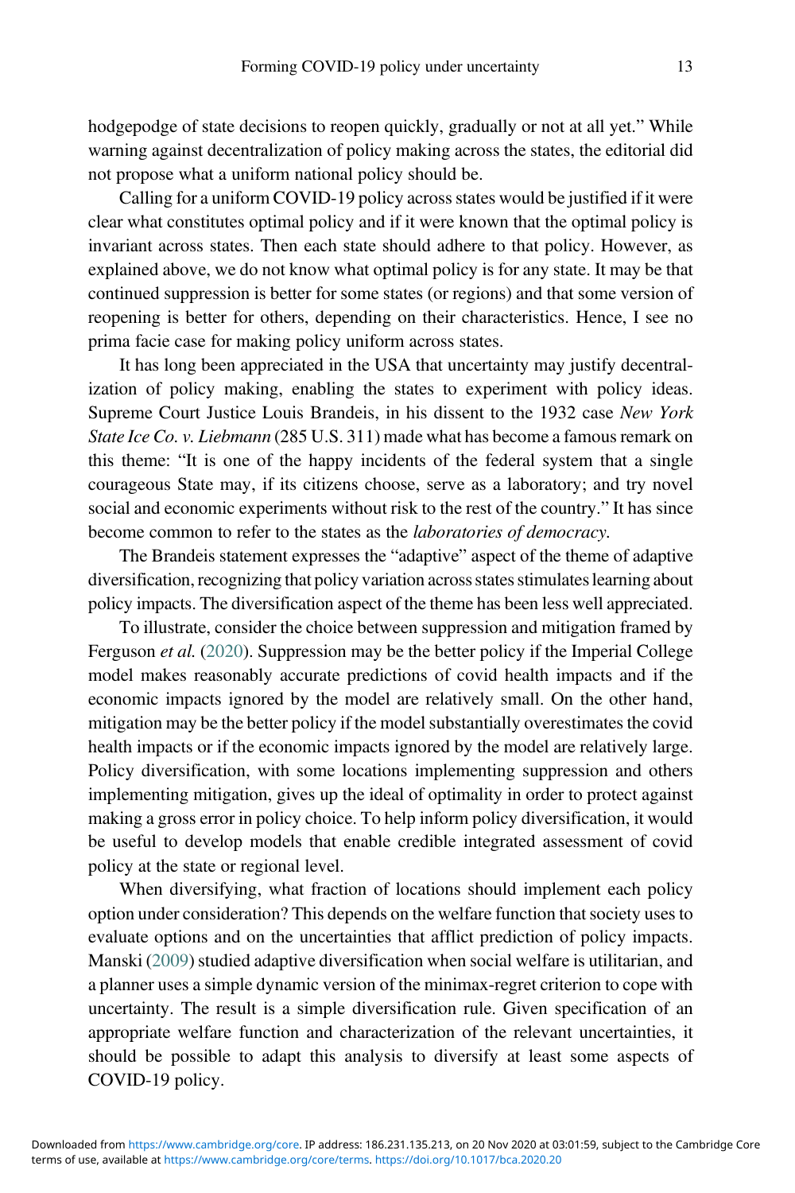hodgepodge of state decisions to reopen quickly, gradually or not at all yet." While warning against decentralization of policy making across the states, the editorial did not propose what a uniform national policy should be.

Calling for a uniform COVID-19 policy across states would be justified if it were clear what constitutes optimal policy and if it were known that the optimal policy is invariant across states. Then each state should adhere to that policy. However, as explained above, we do not know what optimal policy is for any state. It may be that continued suppression is better for some states (or regions) and that some version of reopening is better for others, depending on their characteristics. Hence, I see no prima facie case for making policy uniform across states.

It has long been appreciated in the USA that uncertainty may justify decentralization of policy making, enabling the states to experiment with policy ideas. Supreme Court Justice Louis Brandeis, in his dissent to the 1932 case *New York State Ice Co. v. Liebmann* (285 U.S. 311) made what has become a famous remark on this theme: "It is one of the happy incidents of the federal system that a single courageous State may, if its citizens choose, serve as a laboratory; and try novel social and economic experiments without risk to the rest of the country." It has since become common to refer to the states as the *laboratories of democracy*.

The Brandeis statement expresses the "adaptive" aspect of the theme of adaptive diversification, recognizing that policy variation across states stimulates learning about policy impacts. The diversification aspect of the theme has been less well appreciated.

To illustrate, consider the choice between suppression and mitigation framed by Ferguson *et al.* (2020). Suppression may be the better policy if the Imperial College model makes reasonably accurate predictions of covid health impacts and if the economic impacts ignored by the model are relatively small. On the other hand, mitigation may be the better policy if the model substantially overestimates the covid health impacts or if the economic impacts ignored by the model are relatively large. Policy diversification, with some locations implementing suppression and others implementing mitigation, gives up the ideal of optimality in order to protect against making a gross error in policy choice. To help inform policy diversification, it would be useful to develop models that enable credible integrated assessment of covid policy at the state or regional level.

When diversifying, what fraction of locations should implement each policy option under consideration? This depends on the welfare function that society uses to evaluate options and on the uncertainties that afflict prediction of policy impacts. Manski (2009) studied adaptive diversification when social welfare is utilitarian, and a planner uses a simple dynamic version of the minimax-regret criterion to cope with uncertainty. The result is a simple diversification rule. Given specification of an appropriate welfare function and characterization of the relevant uncertainties, it should be possible to adapt this analysis to diversify at least some aspects of COVID-19 policy.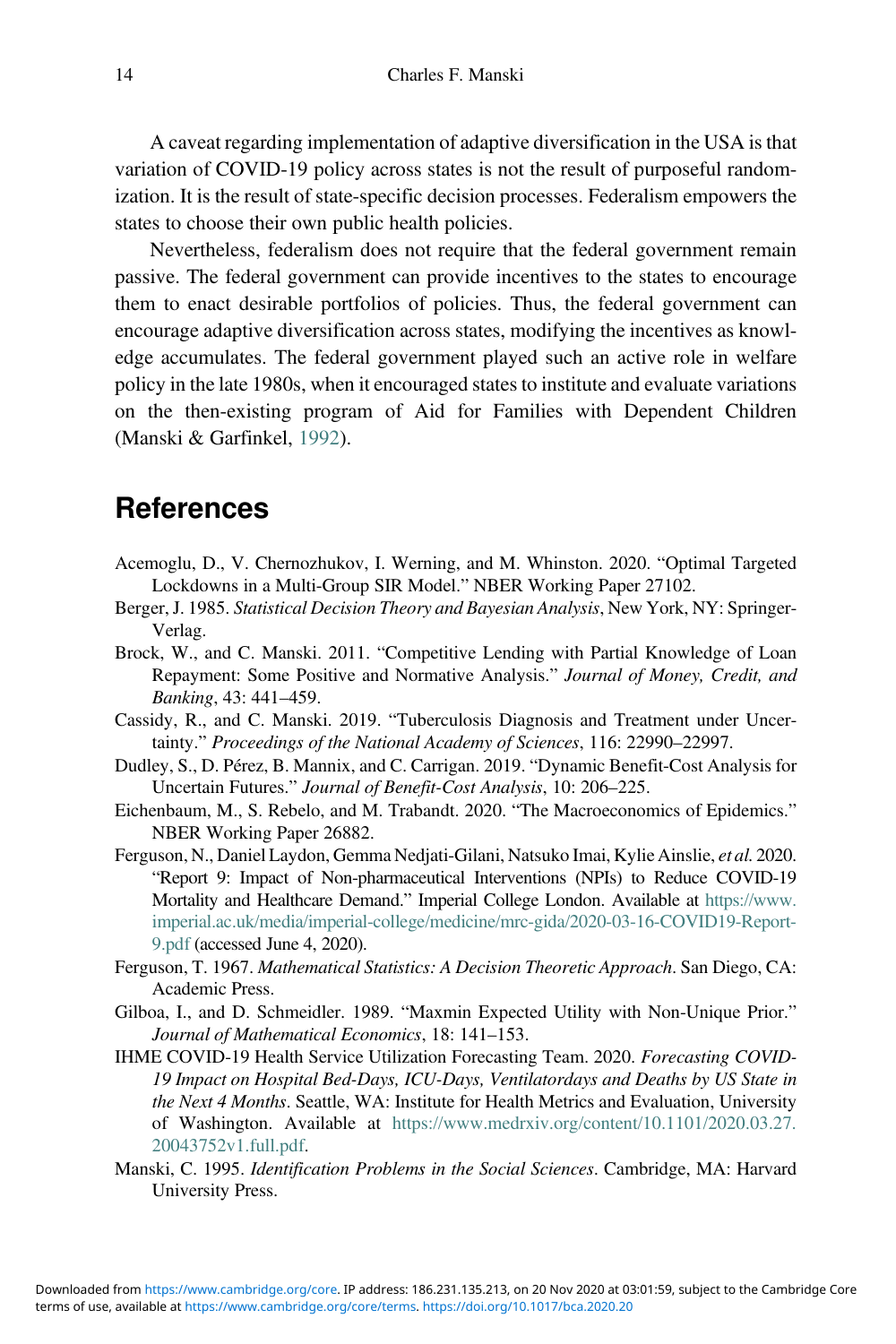A caveat regarding implementation of adaptive diversification in the USA is that variation of COVID-19 policy across states is not the result of purposeful randomization. It is the result of state-specific decision processes. Federalism empowers the states to choose their own public health policies.

Nevertheless, federalism does not require that the federal government remain passive. The federal government can provide incentives to the states to encourage them to enact desirable portfolios of policies. Thus, the federal government can encourage adaptive diversification across states, modifying the incentives as knowledge accumulates. The federal government played such an active role in welfare policy in the late 1980s, when it encouraged states to institute and evaluate variations on the then-existing program of Aid for Families with Dependent Children (Manski & Garfinkel, 1992).

## References

Acemoglu, D., V. Chernozhukov, I. Werning, and M. Whinston. 2020. "Optimal Targeted Lockdowns in a Multi-Group SIR Model." NBER Working Paper 27102.

Berger, J. 1985. *Statistical Decision Theory and Bayesian Analysis*, New York, NY: Springer-Verlag.

Brock, W., and C. Manski. 2011. "Competitive Lending with Partial Knowledge of Loan Repayment: Some Positive and Normative Analysis." *Journal of Money, Credit, and Banking*, 43: 441–459.

Cassidy, R., and C. Manski. 2019. "Tuberculosis Diagnosis and Treatment under Uncertainty." *Proceedings of the National Academy of Sciences*, 116: 22990–22997.

Dudley, S., D. Pérez, B. Mannix, and C. Carrigan. 2019. "Dynamic Benefit-Cost Analysis for Uncertain Futures." *Journal of Benefit-Cost Analysis*, 10: 206–225.

Eichenbaum, M., S. Rebelo, and M. Trabandt. 2020. "The Macroeconomics of Epidemics." NBER Working Paper 26882.

Ferguson, N., Daniel Laydon, Gemma Nedjati-Gilani, Natsuko Imai, Kylie Ainslie, *et al.* 2020. "Report 9: Impact of Non-pharmaceutical Interventions (NPIs) to Reduce COVID-19 Mortality and Healthcare Demand." Imperial College London. Available at https://www.imperial.ac.uk/media/imperial-college/medicine/mrc-gida/2020-03-16-COVID19-Report-9.pdf (accessed June 4, 2020).

Ferguson, T. 1967. *Mathematical Statistics: A Decision Theoretic Approach*. San Diego, CA: Academic Press.

Gilboa, I., and D. Schmeidler. 1989. "Maxmin Expected Utility with Non-Unique Prior." *Journal of Mathematical Economics*, 18: 141–153.

IHME COVID-19 Health Service Utilization Forecasting Team. 2020. *Forecasting COVID-19 Impact on Hospital Bed-Days, ICU-Days, Ventilatordays and Deaths by US State in the Next 4 Months*. Seattle, WA: Institute for Health Metrics and Evaluation, University of Washington. Available at https://www.medrxiv.org/content/10.1101/2020.03.27.20043752v1.full.pdf.

Manski, C. 1995. *Identification Problems in the Social Sciences*. Cambridge, MA: Harvard University Press.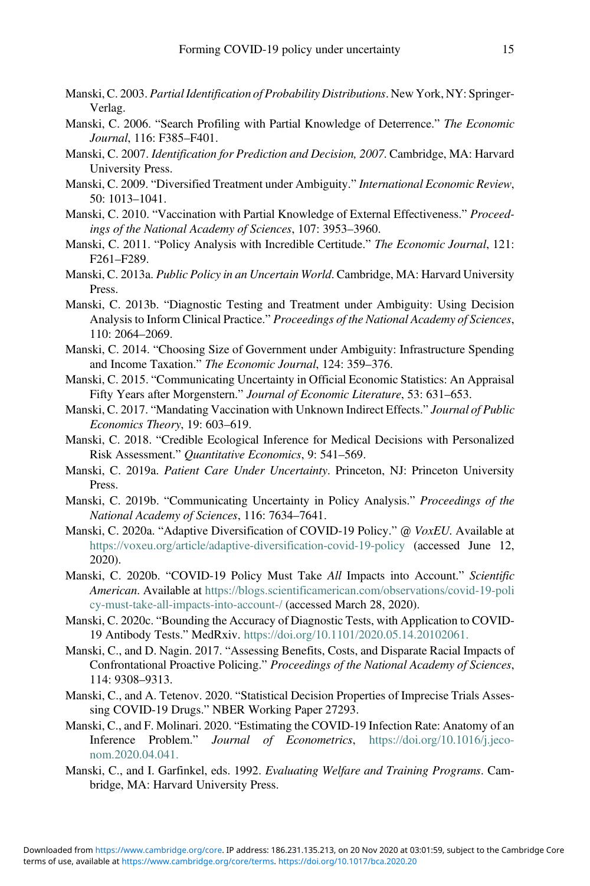Manski, C. 2003. *Partial Identification of Probability Distributions*. New York, NY: Springer-Verlag.

Manski, C. 2006. "Search Profiling with Partial Knowledge of Deterrence." *The Economic Journal*, 116: F385–F401.

Manski, C. 2007. *Identification for Prediction and Decision, 2007*. Cambridge, MA: Harvard University Press.

Manski, C. 2009. "Diversified Treatment under Ambiguity." *International Economic Review*, 50: 1013–1041.

Manski, C. 2010. "Vaccination with Partial Knowledge of External Effectiveness." *Proceedings of the National Academy of Sciences*, 107: 3953–3960.

Manski, C. 2011. "Policy Analysis with Incredible Certitude." *The Economic Journal*, 121: F261–F289.

Manski, C. 2013a. *Public Policy in an Uncertain World*. Cambridge, MA: Harvard University Press.

Manski, C. 2013b. "Diagnostic Testing and Treatment under Ambiguity: Using Decision Analysis to Inform Clinical Practice." *Proceedings of the National Academy of Sciences*, 110: 2064–2069.

Manski, C. 2014. "Choosing Size of Government under Ambiguity: Infrastructure Spending and Income Taxation." *The Economic Journal*, 124: 359–376.

Manski, C. 2015. "Communicating Uncertainty in Official Economic Statistics: An Appraisal Fifty Years after Morgenstern." *Journal of Economic Literature*, 53: 631–653.

Manski, C. 2017. "Mandating Vaccination with Unknown Indirect Effects." *Journal of Public Economics Theory*, 19: 603–619.

Manski, C. 2018. "Credible Ecological Inference for Medical Decisions with Personalized Risk Assessment." *Quantitative Economics*, 9: 541–569.

Manski, C. 2019a. *Patient Care Under Uncertainty*. Princeton, NJ: Princeton University Press.

Manski, C. 2019b. "Communicating Uncertainty in Policy Analysis." *Proceedings of the National Academy of Sciences*, 116: 7634–7641.

Manski, C. 2020a. "Adaptive Diversification of COVID-19 Policy." @ *VoxEU*. Available at https://voxeu.org/article/adaptive-diversification-covid-19-policy (accessed June 12, 2020).

Manski, C. 2020b. "COVID-19 Policy Must Take *All* Impacts into Account." *Scientific American*. Available at https://blogs.scientificamerican.com/observations/covid-19-policy-must-take-all-impacts-into-account-/ (accessed March 28, 2020).

Manski, C. 2020c. "Bounding the Accuracy of Diagnostic Tests, with Application to COVID-19 Antibody Tests." MedRxiv. https://doi.org/10.1101/2020.05.14.20102061.

Manski, C., and D. Nagin. 2017. "Assessing Benefits, Costs, and Disparate Racial Impacts of Confrontational Proactive Policing." *Proceedings of the National Academy of Sciences*, 114: 9308–9313.

Manski, C., and A. Tetenov. 2020. "Statistical Decision Properties of Imprecise Trials Assessing COVID-19 Drugs." NBER Working Paper 27293.

Manski, C., and F. Molinari. 2020. "Estimating the COVID-19 Infection Rate: Anatomy of an Inference Problem." *Journal of Econometrics*, https://doi.org/10.1016/j.jeconom.2020.04.041.

Manski, C., and I. Garfinkel, eds. 1992. *Evaluating Welfare and Training Programs*. Cambridge, MA: Harvard University Press.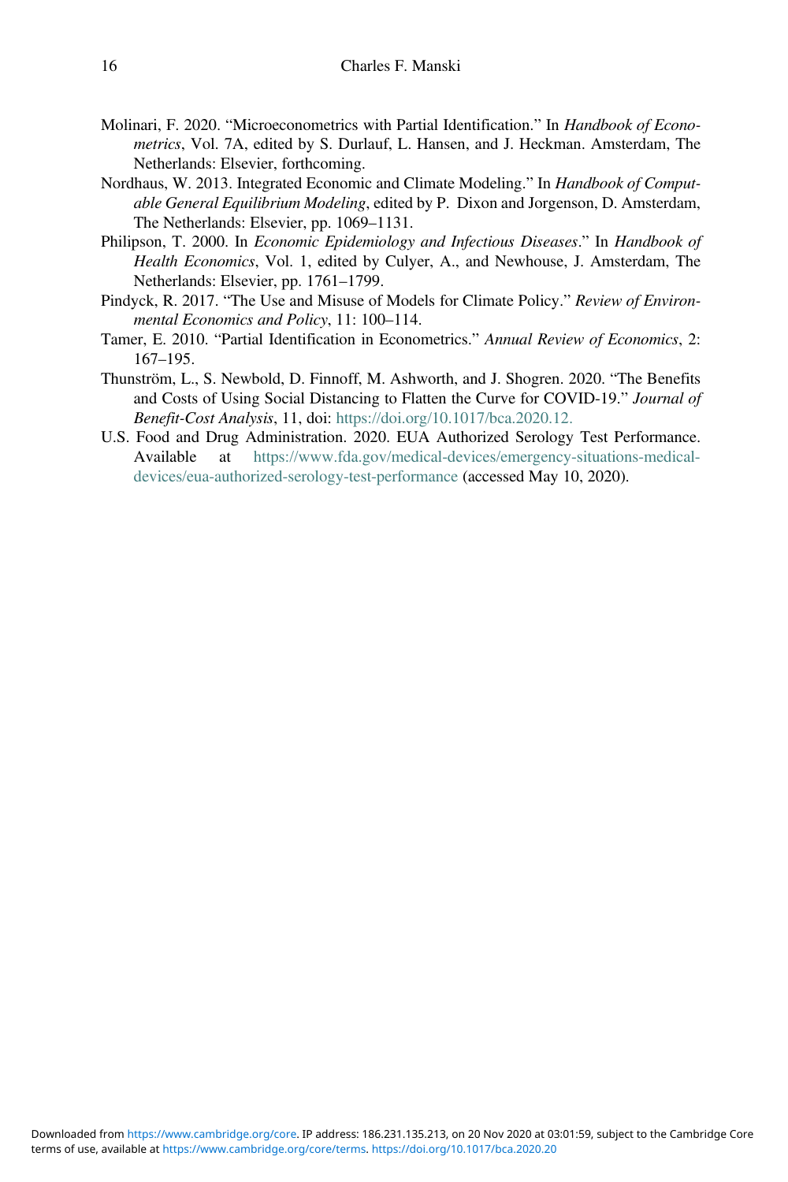Molinari, F. 2020. "Microeconometrics with Partial Identification." In *Handbook of Econometrics*, Vol. 7A, edited by S. Durlauf, L. Hansen, and J. Heckman. Amsterdam, The Netherlands: Elsevier, forthcoming.

Nordhaus, W. 2013. Integrated Economic and Climate Modeling." In *Handbook of Computable General Equilibrium Modeling*, edited by P. Dixon and Jorgenson, D. Amsterdam, The Netherlands: Elsevier, pp. 1069–1131.

Philipson, T. 2000. In *Economic Epidemiology and Infectious Diseases*." In *Handbook of Health Economics*, Vol. 1, edited by Culyer, A., and Newhouse, J. Amsterdam, The Netherlands: Elsevier, pp. 1761–1799.

Pindyck, R. 2017. "The Use and Misuse of Models for Climate Policy." *Review of Environmental Economics and Policy*, 11: 100–114.

Tamer, E. 2010. "Partial Identification in Econometrics." *Annual Review of Economics*, 2: 167–195.

Thunström, L., S. Newbold, D. Finnoff, M. Ashworth, and J. Shogren. 2020. "The Benefits and Costs of Using Social Distancing to Flatten the Curve for COVID-19." *Journal of Benefit-Cost Analysis*, 11, doi: https://doi.org/10.1017/bca.2020.12.

U.S. Food and Drug Administration. 2020. EUA Authorized Serology Test Performance. Available at https://www.fda.gov/medical-devices/emergency-situations-medical-devices/eua-authorized-serology-test-performance (accessed May 10, 2020).